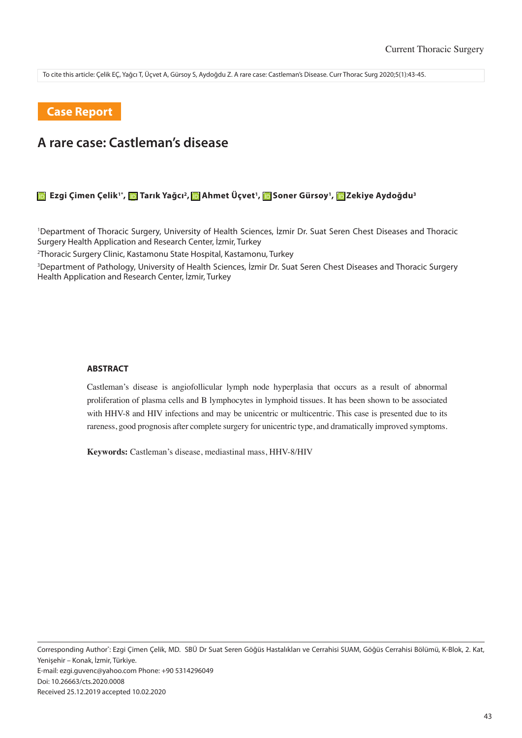To cite this article: Çelik EÇ, Yağcı T, Üçvet A, Gürsoy S, Aydoğdu Z. A rare case: Castleman's Disease. Curr Thorac Surg 2020;5(1):43-45.

**Case Report**

# A rare case: Castleman's disease

**Ezgi Çimen Çelik[1*], Tarık Yağcı[2], Ahmet Üçvet[1], Soner Gürsoy[1], Zekiye Aydoğdu[3]**

[1]Department of Thoracic Surgery, University of Health Sciences, İzmir Dr. Suat Seren Chest Diseases and Thoracic Surgery Health Application and Research Center, İzmir, Turkey

[2]Thoracic Surgery Clinic, Kastamonu State Hospital, Kastamonu, Turkey

[3]Department of Pathology, University of Health Sciences, İzmir Dr. Suat Seren Chest Diseases and Thoracic Surgery Health Application and Research Center, İzmir, Turkey

## ABSTRACT

Castleman's disease is angiofollicular lymph node hyperplasia that occurs as a result of abnormal proliferation of plasma cells and B lymphocytes in lymphoid tissues. It has been shown to be associated with HHV-8 and HIV infections and may be unicentric or multicentric. This case is presented due to its rareness, good prognosis after complete surgery for unicentric type, and dramatically improved symptoms.

**Keywords:** Castleman's disease, mediastinal mass, HHV-8/HIV

---

Corresponding Author*: Ezgi Çimen Çelik, MD. SBÜ Dr Suat Seren Göğüs Hastalıkları ve Cerrahisi SUAM, Göğüs Cerrahisi Bölümü, K-Blok, 2. Kat, Yenişehir – Konak, İzmir, Türkiye.
E-mail: ezgi.guvenc@yahoo.com Phone: +90 5314296049
Doi: 10.26663/cts.2020.0008
Received 25.12.2019 accepted 10.02.2020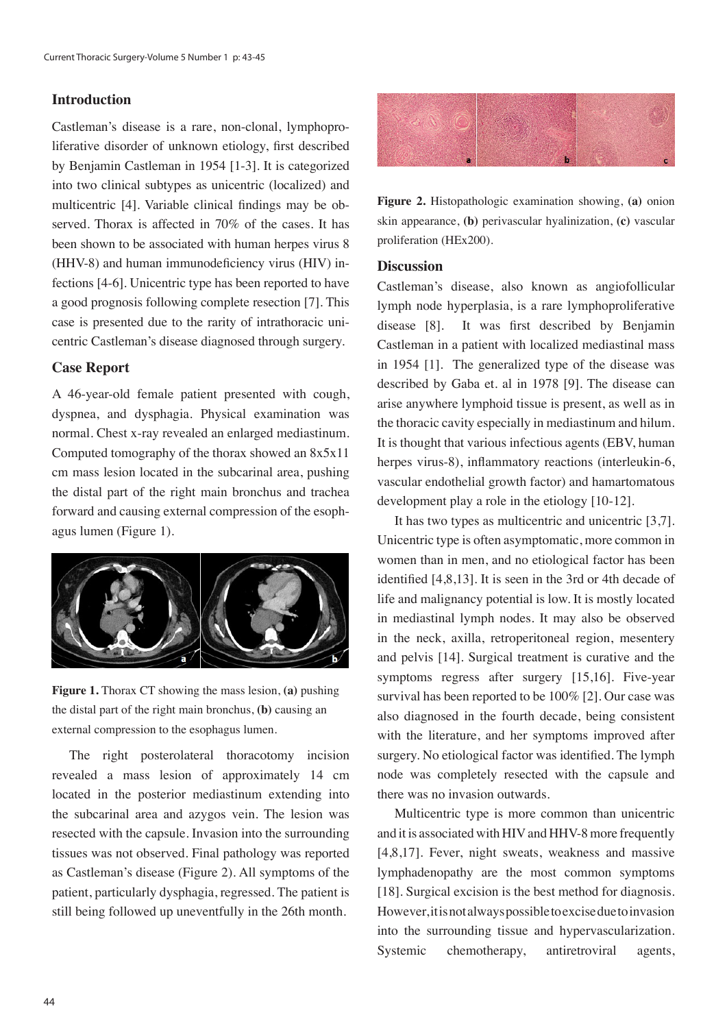## Introduction

Castleman's disease is a rare, non-clonal, lymphoproliferative disorder of unknown etiology, first described by Benjamin Castleman in 1954 [1-3]. It is categorized into two clinical subtypes as unicentric (localized) and multicentric [4]. Variable clinical findings may be observed. Thorax is affected in 70% of the cases. It has been shown to be associated with human herpes virus 8 (HHV-8) and human immunodeficiency virus (HIV) infections [4-6]. Unicentric type has been reported to have a good prognosis following complete resection [7]. This case is presented due to the rarity of intrathoracic unicentric Castleman's disease diagnosed through surgery.

## Case Report

A 46-year-old female patient presented with cough, dyspnea, and dysphagia. Physical examination was normal. Chest x-ray revealed an enlarged mediastinum. Computed tomography of the thorax showed an 8x5x11 cm mass lesion located in the subcarinal area, pushing the distal part of the right main bronchus and trachea forward and causing external compression of the esophagus lumen (Figure 1).

**Figure 1.** Thorax CT showing the mass lesion, **(a)** pushing the distal part of the right main bronchus, **(b)** causing an external compression to the esophagus lumen.

The right posterolateral thoracotomy incision revealed a mass lesion of approximately 14 cm located in the posterior mediastinum extending into the subcarinal area and azygos vein. The lesion was resected with the capsule. Invasion into the surrounding tissues was not observed. Final pathology was reported as Castleman's disease (Figure 2). All symptoms of the patient, particularly dysphagia, regressed. The patient is still being followed up uneventfully in the 26th month.

**Figure 2.** Histopathologic examination showing, **(a)** onion skin appearance, **(b)** perivascular hyalinization, **(c)** vascular proliferation (HEx200).

## Discussion

Castleman's disease, also known as angiofollicular lymph node hyperplasia, is a rare lymphoproliferative disease [8]. It was first described by Benjamin Castleman in a patient with localized mediastinal mass in 1954 [1]. The generalized type of the disease was described by Gaba et. al in 1978 [9]. The disease can arise anywhere lymphoid tissue is present, as well as in the thoracic cavity especially in mediastinum and hilum. It is thought that various infectious agents (EBV, human herpes virus-8), inflammatory reactions (interleukin-6, vascular endothelial growth factor) and hamartomatous development play a role in the etiology [10-12].

It has two types as multicentric and unicentric [3,7]. Unicentric type is often asymptomatic, more common in women than in men, and no etiological factor has been identified [4,8,13]. It is seen in the 3rd or 4th decade of life and malignancy potential is low. It is mostly located in mediastinal lymph nodes. It may also be observed in the neck, axilla, retroperitoneal region, mesentery and pelvis [14]. Surgical treatment is curative and the symptoms regress after surgery [15,16]. Five-year survival has been reported to be 100% [2]. Our case was also diagnosed in the fourth decade, being consistent with the literature, and her symptoms improved after surgery. No etiological factor was identified. The lymph node was completely resected with the capsule and there was no invasion outwards.

Multicentric type is more common than unicentric and it is associated with HIV and HHV-8 more frequently [4,8,17]. Fever, night sweats, weakness and massive lymphadenopathy are the most common symptoms [18]. Surgical excision is the best method for diagnosis. However, it is not always possible to excise due to invasion into the surrounding tissue and hypervascularization. Systemic chemotherapy, antiretroviral agents,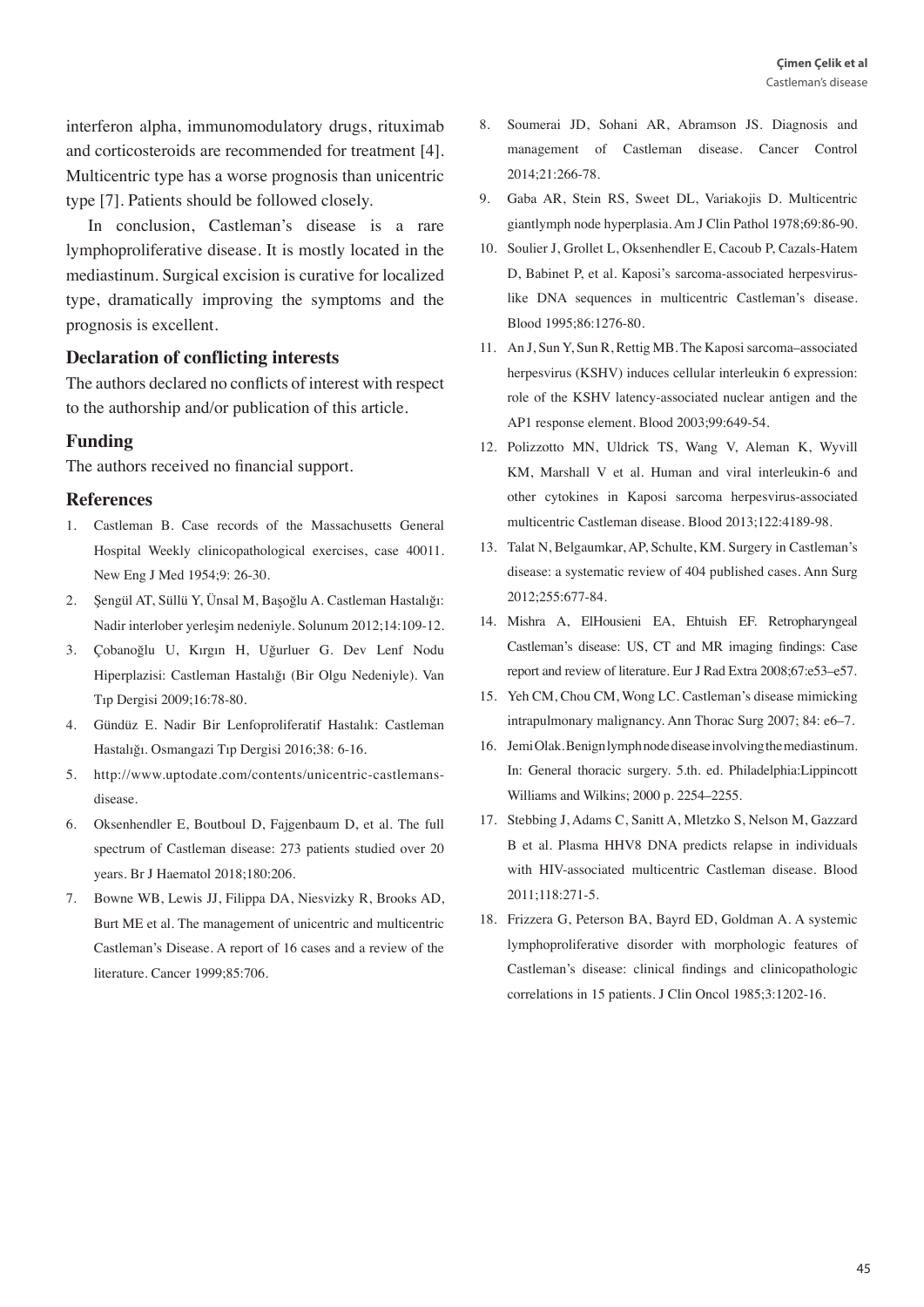interferon alpha, immunomodulatory drugs, rituximab and corticosteroids are recommended for treatment [4]. Multicentric type has a worse prognosis than unicentric type [7]. Patients should be followed closely.

In conclusion, Castleman's disease is a rare lymphoproliferative disease. It is mostly located in the mediastinum. Surgical excision is curative for localized type, dramatically improving the symptoms and the prognosis is excellent.

## Declaration of conflicting interests

The authors declared no conflicts of interest with respect to the authorship and/or publication of this article.

## Funding

The authors received no financial support.

## References

1. Castleman B. Case records of the Massachusetts General Hospital Weekly clinicopathological exercises, case 40011. New Eng J Med 1954;9: 26-30.
2. Şengül AT, Süllü Y, Ünsal M, Başoğlu A. Castleman Hastalığı: Nadir interlober yerleşim nedeniyle. Solunum 2012;14:109-12.
3. Çobanoğlu U, Kırgın H, Uğurluer G. Dev Lenf Nodu Hiperplazisi: Castleman Hastalığı (Bir Olgu Nedeniyle). Van Tıp Dergisi 2009;16:78-80.
4. Gündüz E. Nadir Bir Lenfoproliferatif Hastalık: Castleman Hastalığı. Osmangazi Tıp Dergisi 2016;38: 6-16.
5. http://www.uptodate.com/contents/unicentric-castlemans-disease.
6. Oksenhendler E, Boutboul D, Fajgenbaum D, et al. The full spectrum of Castleman disease: 273 patients studied over 20 years. Br J Haematol 2018;180:206.
7. Bowne WB, Lewis JJ, Filippa DA, Niesvizky R, Brooks AD, Burt ME et al. The management of unicentric and multicentric Castleman's Disease. A report of 16 cases and a review of the literature. Cancer 1999;85:706.
8. Soumerai JD, Sohani AR, Abramson JS. Diagnosis and management of Castleman disease. Cancer Control 2014;21:266-78.
9. Gaba AR, Stein RS, Sweet DL, Variakojis D. Multicentric giantlymph node hyperplasia. Am J Clin Pathol 1978;69:86-90.
10. Soulier J, Grollet L, Oksenhendler E, Cacoub P, Cazals-Hatem D, Babinet P, et al. Kaposi's sarcoma-associated herpesvirus-like DNA sequences in multicentric Castleman's disease. Blood 1995;86:1276-80.
11. An J, Sun Y, Sun R, Rettig MB. The Kaposi sarcoma–associated herpesvirus (KSHV) induces cellular interleukin 6 expression: role of the KSHV latency-associated nuclear antigen and the AP1 response element. Blood 2003;99:649-54.
12. Polizzotto MN, Uldrick TS, Wang V, Aleman K, Wyvill KM, Marshall V et al. Human and viral interleukin-6 and other cytokines in Kaposi sarcoma herpesvirus-associated multicentric Castleman disease. Blood 2013;122:4189-98.
13. Talat N, Belgaumkar, AP, Schulte, KM. Surgery in Castleman's disease: a systematic review of 404 published cases. Ann Surg 2012;255:677-84.
14. Mishra A, ElHousieni EA, Ehtuish EF. Retropharyngeal Castleman's disease: US, CT and MR imaging findings: Case report and review of literature. Eur J Rad Extra 2008;67:e53–e57.
15. Yeh CM, Chou CM, Wong LC. Castleman's disease mimicking intrapulmonary malignancy. Ann Thorac Surg 2007; 84: e6–7.
16. Jemi Olak. Benign lymph node disease involving the mediastinum. In: General thoracic surgery. 5.th. ed. Philadelphia:Lippincott Williams and Wilkins; 2000 p. 2254–2255.
17. Stebbing J, Adams C, Sanitt A, Mletzko S, Nelson M, Gazzard B et al. Plasma HHV8 DNA predicts relapse in individuals with HIV-associated multicentric Castleman disease. Blood 2011;118:271-5.
18. Frizzera G, Peterson BA, Bayrd ED, Goldman A. A systemic lymphoproliferative disorder with morphologic features of Castleman's disease: clinical findings and clinicopathologic correlations in 15 patients. J Clin Oncol 1985;3:1202-16.